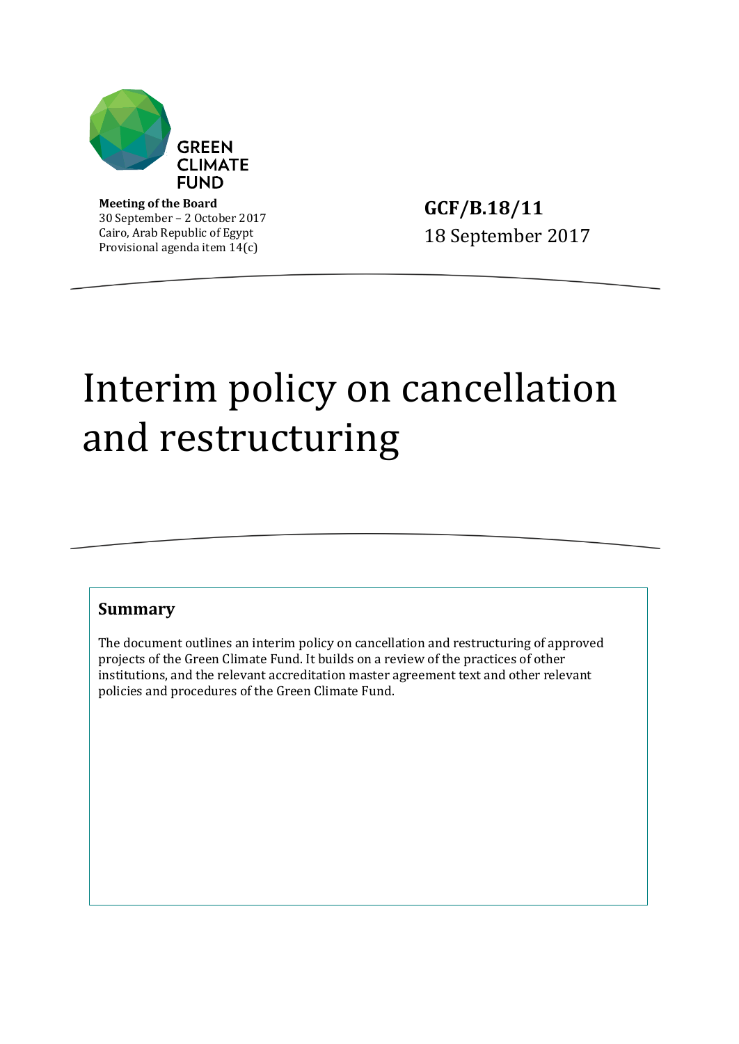GREEN CLIMATE FUND

**Meeting of the Board**
30 September – 2 October 2017
Cairo, Arab Republic of Egypt
Provisional agenda item 14(c)

**GCF/B.18/11**
18 September 2017

# Interim policy on cancellation and restructuring

## Summary

The document outlines an interim policy on cancellation and restructuring of approved projects of the Green Climate Fund. It builds on a review of the practices of other institutions, and the relevant accreditation master agreement text and other relevant policies and procedures of the Green Climate Fund.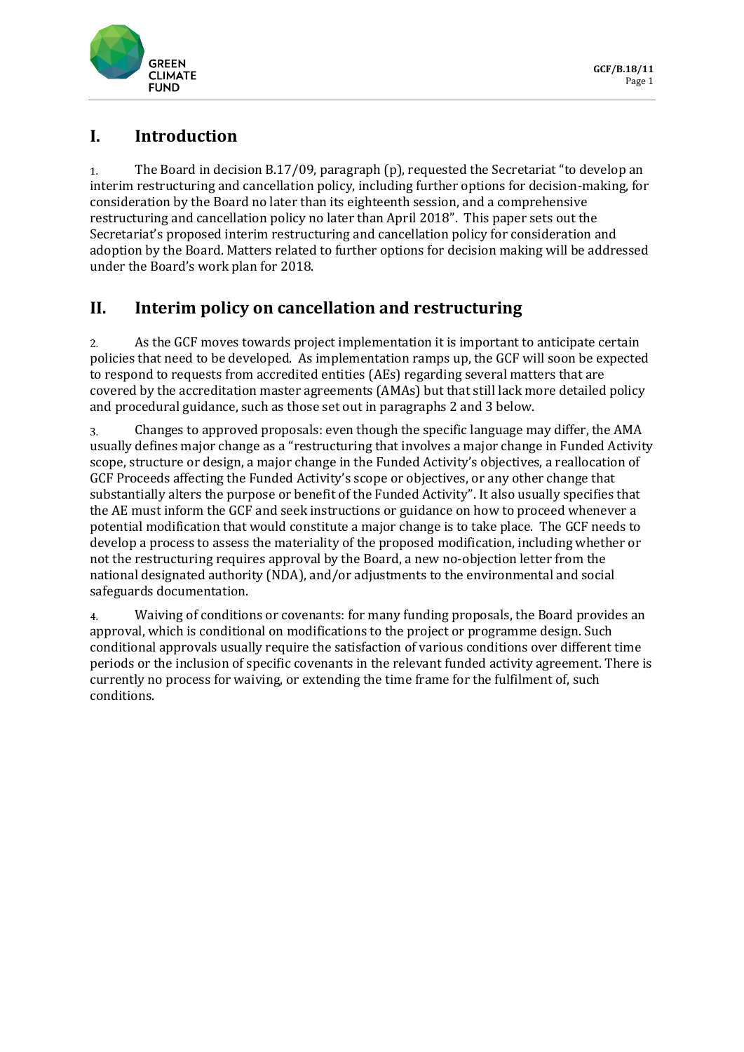# I. Introduction

1. The Board in decision B.17/09, paragraph (p), requested the Secretariat "to develop an interim restructuring and cancellation policy, including further options for decision-making, for consideration by the Board no later than its eighteenth session, and a comprehensive restructuring and cancellation policy no later than April 2018". This paper sets out the Secretariat's proposed interim restructuring and cancellation policy for consideration and adoption by the Board. Matters related to further options for decision making will be addressed under the Board's work plan for 2018.

# II. Interim policy on cancellation and restructuring

2. As the GCF moves towards project implementation it is important to anticipate certain policies that need to be developed. As implementation ramps up, the GCF will soon be expected to respond to requests from accredited entities (AEs) regarding several matters that are covered by the accreditation master agreements (AMAs) but that still lack more detailed policy and procedural guidance, such as those set out in paragraphs 2 and 3 below.

3. Changes to approved proposals: even though the specific language may differ, the AMA usually defines major change as a "restructuring that involves a major change in Funded Activity scope, structure or design, a major change in the Funded Activity's objectives, a reallocation of GCF Proceeds affecting the Funded Activity's scope or objectives, or any other change that substantially alters the purpose or benefit of the Funded Activity". It also usually specifies that the AE must inform the GCF and seek instructions or guidance on how to proceed whenever a potential modification that would constitute a major change is to take place. The GCF needs to develop a process to assess the materiality of the proposed modification, including whether or not the restructuring requires approval by the Board, a new no-objection letter from the national designated authority (NDA), and/or adjustments to the environmental and social safeguards documentation.

4. Waiving of conditions or covenants: for many funding proposals, the Board provides an approval, which is conditional on modifications to the project or programme design. Such conditional approvals usually require the satisfaction of various conditions over different time periods or the inclusion of specific covenants in the relevant funded activity agreement. There is currently no process for waiving, or extending the time frame for the fulfilment of, such conditions.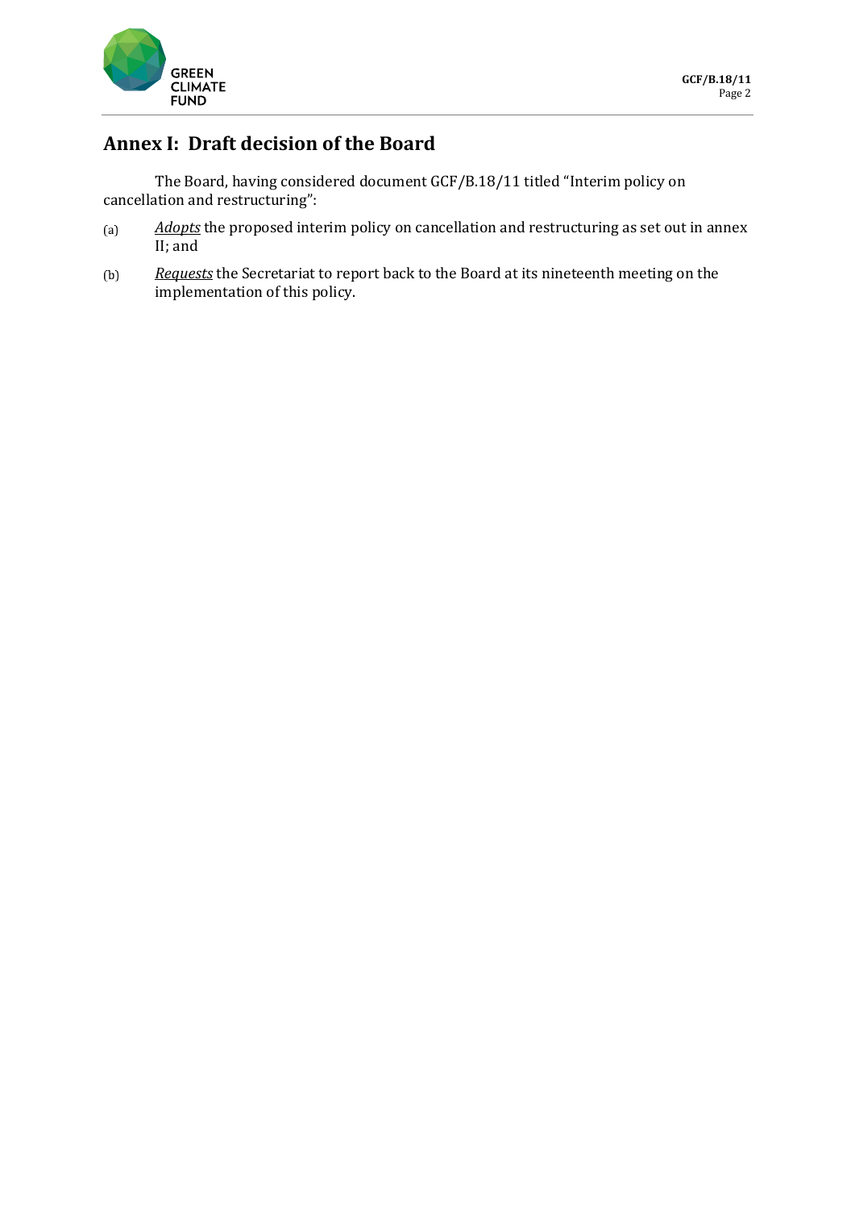## Annex I: Draft decision of the Board

The Board, having considered document GCF/B.18/11 titled "Interim policy on cancellation and restructuring":

(a) *Adopts* the proposed interim policy on cancellation and restructuring as set out in annex II; and

(b) *Requests* the Secretariat to report back to the Board at its nineteenth meeting on the implementation of this policy.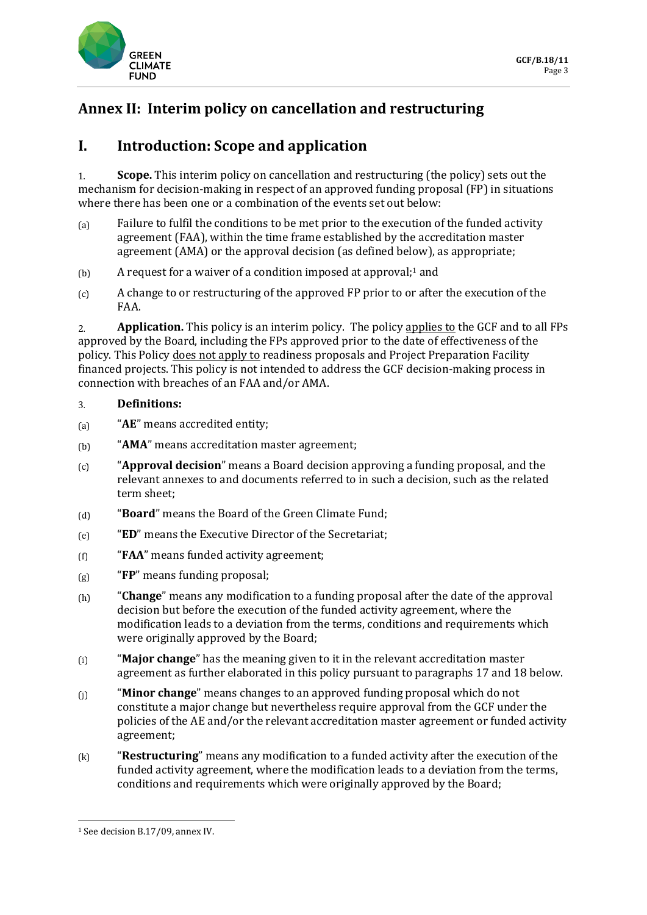# Annex II: Interim policy on cancellation and restructuring

## I. Introduction: Scope and application

1. **Scope.** This interim policy on cancellation and restructuring (the policy) sets out the mechanism for decision-making in respect of an approved funding proposal (FP) in situations where there has been one or a combination of the events set out below:

(a) Failure to fulfil the conditions to be met prior to the execution of the funded activity agreement (FAA), within the time frame established by the accreditation master agreement (AMA) or the approval decision (as defined below), as appropriate;

(b) A request for a waiver of a condition imposed at approval;[1] and

(c) A change to or restructuring of the approved FP prior to or after the execution of the FAA.

2. **Application.** This policy is an interim policy. The policy applies to the GCF and to all FPs approved by the Board, including the FPs approved prior to the date of effectiveness of the policy. This Policy does not apply to readiness proposals and Project Preparation Facility financed projects. This policy is not intended to address the GCF decision-making process in connection with breaches of an FAA and/or AMA.

3. **Definitions:**

(a) "**AE**" means accredited entity;

(b) "**AMA**" means accreditation master agreement;

(c) "**Approval decision**" means a Board decision approving a funding proposal, and the relevant annexes to and documents referred to in such a decision, such as the related term sheet;

(d) "**Board**" means the Board of the Green Climate Fund;

(e) "**ED**" means the Executive Director of the Secretariat;

(f) "**FAA**" means funded activity agreement;

(g) "**FP**" means funding proposal;

(h) "**Change**" means any modification to a funding proposal after the date of the approval decision but before the execution of the funded activity agreement, where the modification leads to a deviation from the terms, conditions and requirements which were originally approved by the Board;

(i) "**Major change**" has the meaning given to it in the relevant accreditation master agreement as further elaborated in this policy pursuant to paragraphs 17 and 18 below.

(j) "**Minor change**" means changes to an approved funding proposal which do not constitute a major change but nevertheless require approval from the GCF under the policies of the AE and/or the relevant accreditation master agreement or funded activity agreement;

(k) "**Restructuring**" means any modification to a funded activity after the execution of the funded activity agreement, where the modification leads to a deviation from the terms, conditions and requirements which were originally approved by the Board;

[1] See decision B.17/09, annex IV.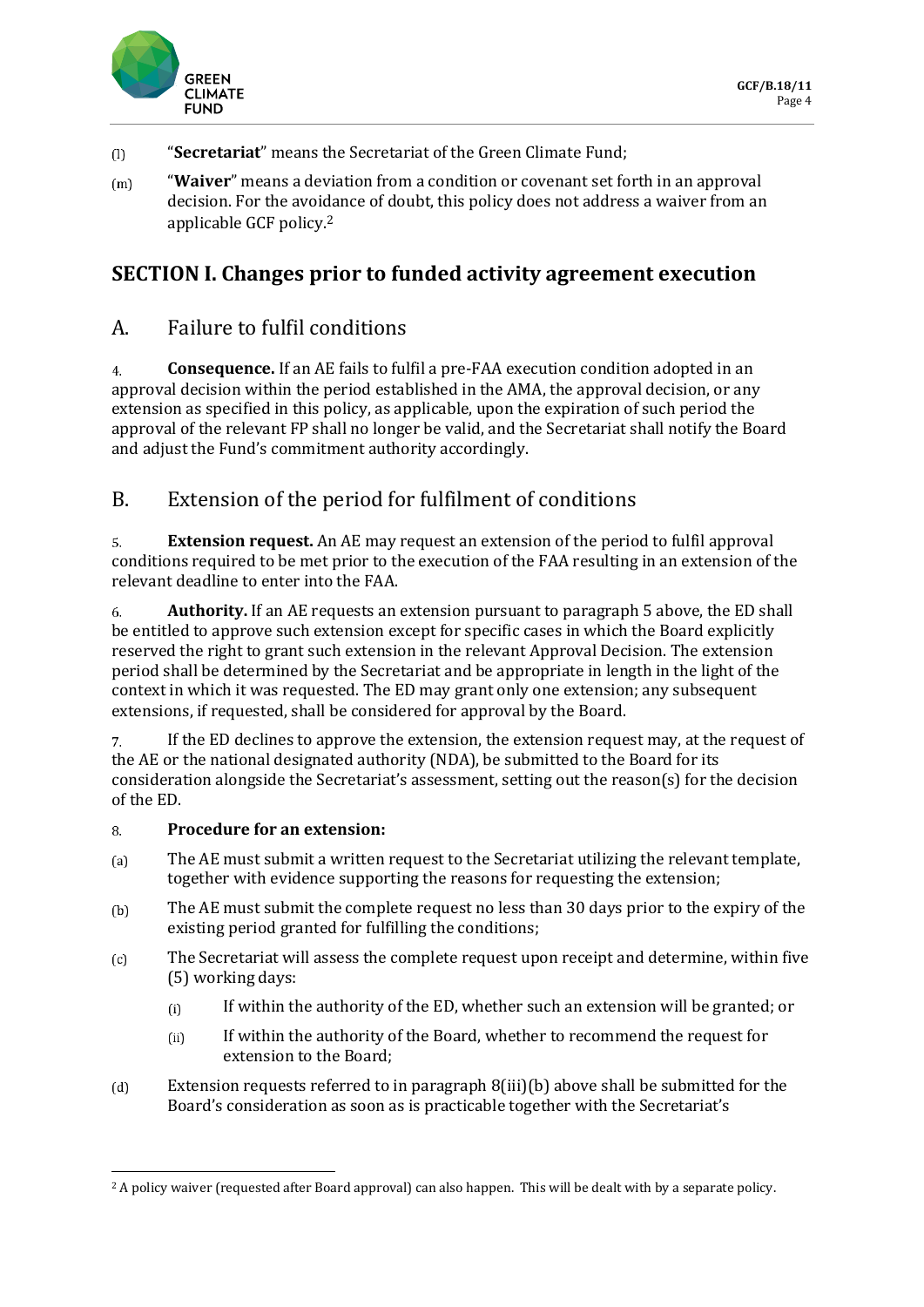(l) "**Secretariat**" means the Secretariat of the Green Climate Fund;

(m) "**Waiver**" means a deviation from a condition or covenant set forth in an approval decision. For the avoidance of doubt, this policy does not address a waiver from an applicable GCF policy.[2]

# SECTION I. Changes prior to funded activity agreement execution

## A. Failure to fulfil conditions

4. **Consequence.** If an AE fails to fulfil a pre-FAA execution condition adopted in an approval decision within the period established in the AMA, the approval decision, or any extension as specified in this policy, as applicable, upon the expiration of such period the approval of the relevant FP shall no longer be valid, and the Secretariat shall notify the Board and adjust the Fund's commitment authority accordingly.

## B. Extension of the period for fulfilment of conditions

5. **Extension request.** An AE may request an extension of the period to fulfil approval conditions required to be met prior to the execution of the FAA resulting in an extension of the relevant deadline to enter into the FAA.

6. **Authority.** If an AE requests an extension pursuant to paragraph 5 above, the ED shall be entitled to approve such extension except for specific cases in which the Board explicitly reserved the right to grant such extension in the relevant Approval Decision. The extension period shall be determined by the Secretariat and be appropriate in length in the light of the context in which it was requested. The ED may grant only one extension; any subsequent extensions, if requested, shall be considered for approval by the Board.

7. If the ED declines to approve the extension, the extension request may, at the request of the AE or the national designated authority (NDA), be submitted to the Board for its consideration alongside the Secretariat's assessment, setting out the reason(s) for the decision of the ED.

8. **Procedure for an extension:**

(a) The AE must submit a written request to the Secretariat utilizing the relevant template, together with evidence supporting the reasons for requesting the extension;

(b) The AE must submit the complete request no less than 30 days prior to the expiry of the existing period granted for fulfilling the conditions;

(c) The Secretariat will assess the complete request upon receipt and determine, within five (5) working days:

   (i) If within the authority of the ED, whether such an extension will be granted; or

   (ii) If within the authority of the Board, whether to recommend the request for extension to the Board;

(d) Extension requests referred to in paragraph 8(iii)(b) above shall be submitted for the Board's consideration as soon as is practicable together with the Secretariat's

[2] A policy waiver (requested after Board approval) can also happen. This will be dealt with by a separate policy.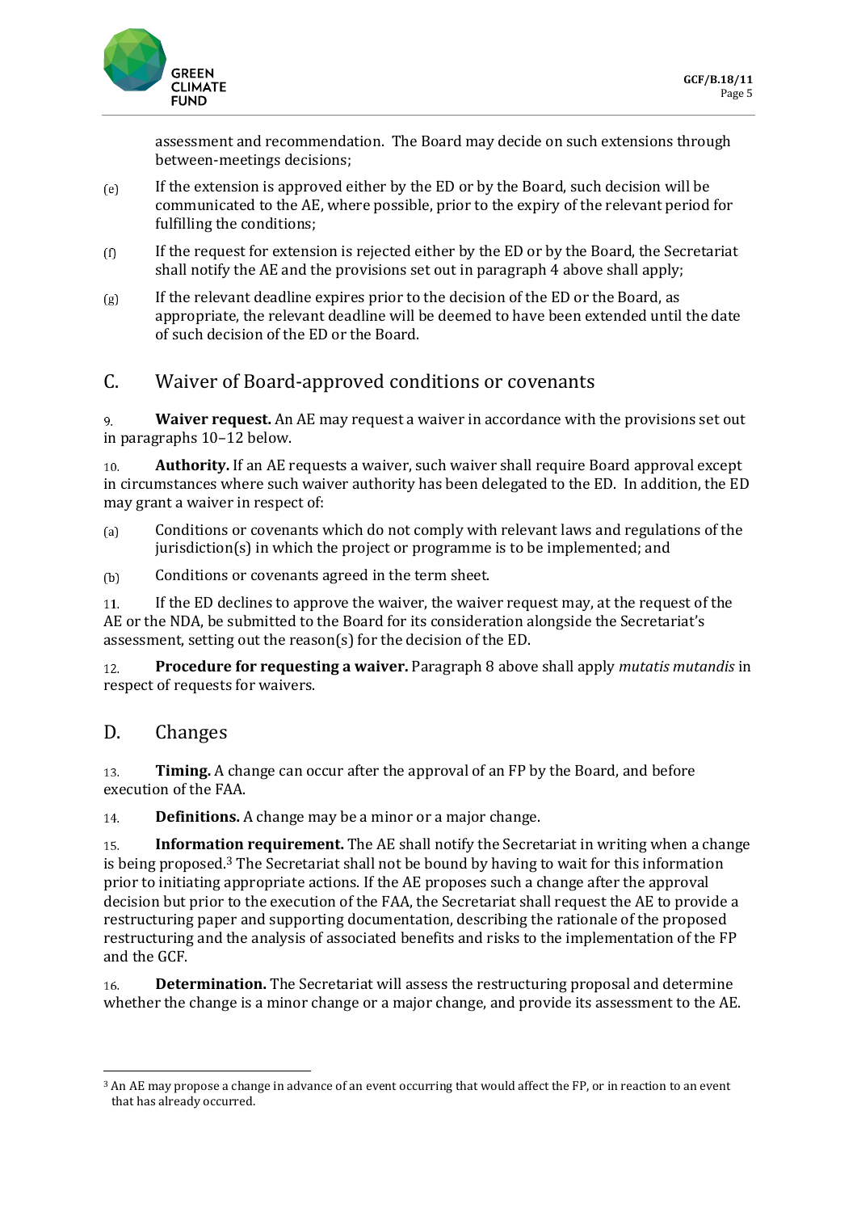assessment and recommendation. The Board may decide on such extensions through between-meetings decisions;

(e) If the extension is approved either by the ED or by the Board, such decision will be communicated to the AE, where possible, prior to the expiry of the relevant period for fulfilling the conditions;

(f) If the request for extension is rejected either by the ED or by the Board, the Secretariat shall notify the AE and the provisions set out in paragraph 4 above shall apply;

(g) If the relevant deadline expires prior to the decision of the ED or the Board, as appropriate, the relevant deadline will be deemed to have been extended until the date of such decision of the ED or the Board.

## C. Waiver of Board-approved conditions or covenants

9. **Waiver request.** An AE may request a waiver in accordance with the provisions set out in paragraphs 10–12 below.

10. **Authority.** If an AE requests a waiver, such waiver shall require Board approval except in circumstances where such waiver authority has been delegated to the ED. In addition, the ED may grant a waiver in respect of:

(a) Conditions or covenants which do not comply with relevant laws and regulations of the jurisdiction(s) in which the project or programme is to be implemented; and

(b) Conditions or covenants agreed in the term sheet.

11. If the ED declines to approve the waiver, the waiver request may, at the request of the AE or the NDA, be submitted to the Board for its consideration alongside the Secretariat's assessment, setting out the reason(s) for the decision of the ED.

12. **Procedure for requesting a waiver.** Paragraph 8 above shall apply *mutatis mutandis* in respect of requests for waivers.

## D. Changes

13. **Timing.** A change can occur after the approval of an FP by the Board, and before execution of the FAA.

14. **Definitions.** A change may be a minor or a major change.

15. **Information requirement.** The AE shall notify the Secretariat in writing when a change is being proposed.[3] The Secretariat shall not be bound by having to wait for this information prior to initiating appropriate actions. If the AE proposes such a change after the approval decision but prior to the execution of the FAA, the Secretariat shall request the AE to provide a restructuring paper and supporting documentation, describing the rationale of the proposed restructuring and the analysis of associated benefits and risks to the implementation of the FP and the GCF.

16. **Determination.** The Secretariat will assess the restructuring proposal and determine whether the change is a minor change or a major change, and provide its assessment to the AE.

[3] An AE may propose a change in advance of an event occurring that would affect the FP, or in reaction to an event that has already occurred.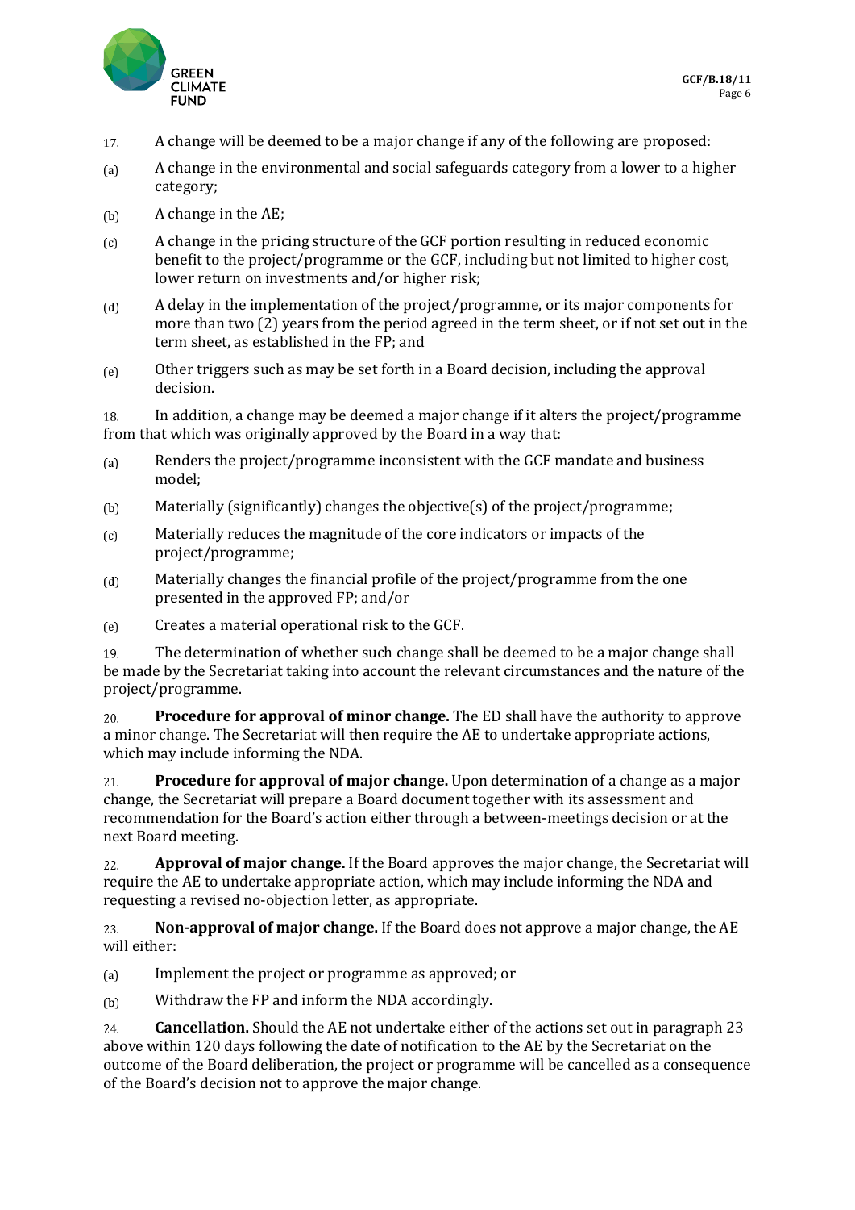17. A change will be deemed to be a major change if any of the following are proposed:

(a) A change in the environmental and social safeguards category from a lower to a higher category;

(b) A change in the AE;

(c) A change in the pricing structure of the GCF portion resulting in reduced economic benefit to the project/programme or the GCF, including but not limited to higher cost, lower return on investments and/or higher risk;

(d) A delay in the implementation of the project/programme, or its major components for more than two (2) years from the period agreed in the term sheet, or if not set out in the term sheet, as established in the FP; and

(e) Other triggers such as may be set forth in a Board decision, including the approval decision.

18. In addition, a change may be deemed a major change if it alters the project/programme from that which was originally approved by the Board in a way that:

(a) Renders the project/programme inconsistent with the GCF mandate and business model;

(b) Materially (significantly) changes the objective(s) of the project/programme;

(c) Materially reduces the magnitude of the core indicators or impacts of the project/programme;

(d) Materially changes the financial profile of the project/programme from the one presented in the approved FP; and/or

(e) Creates a material operational risk to the GCF.

19. The determination of whether such change shall be deemed to be a major change shall be made by the Secretariat taking into account the relevant circumstances and the nature of the project/programme.

20. **Procedure for approval of minor change.** The ED shall have the authority to approve a minor change. The Secretariat will then require the AE to undertake appropriate actions, which may include informing the NDA.

21. **Procedure for approval of major change.** Upon determination of a change as a major change, the Secretariat will prepare a Board document together with its assessment and recommendation for the Board's action either through a between-meetings decision or at the next Board meeting.

22. **Approval of major change.** If the Board approves the major change, the Secretariat will require the AE to undertake appropriate action, which may include informing the NDA and requesting a revised no-objection letter, as appropriate.

23. **Non-approval of major change.** If the Board does not approve a major change, the AE will either:

(a) Implement the project or programme as approved; or

(b) Withdraw the FP and inform the NDA accordingly.

24. **Cancellation.** Should the AE not undertake either of the actions set out in paragraph 23 above within 120 days following the date of notification to the AE by the Secretariat on the outcome of the Board deliberation, the project or programme will be cancelled as a consequence of the Board's decision not to approve the major change.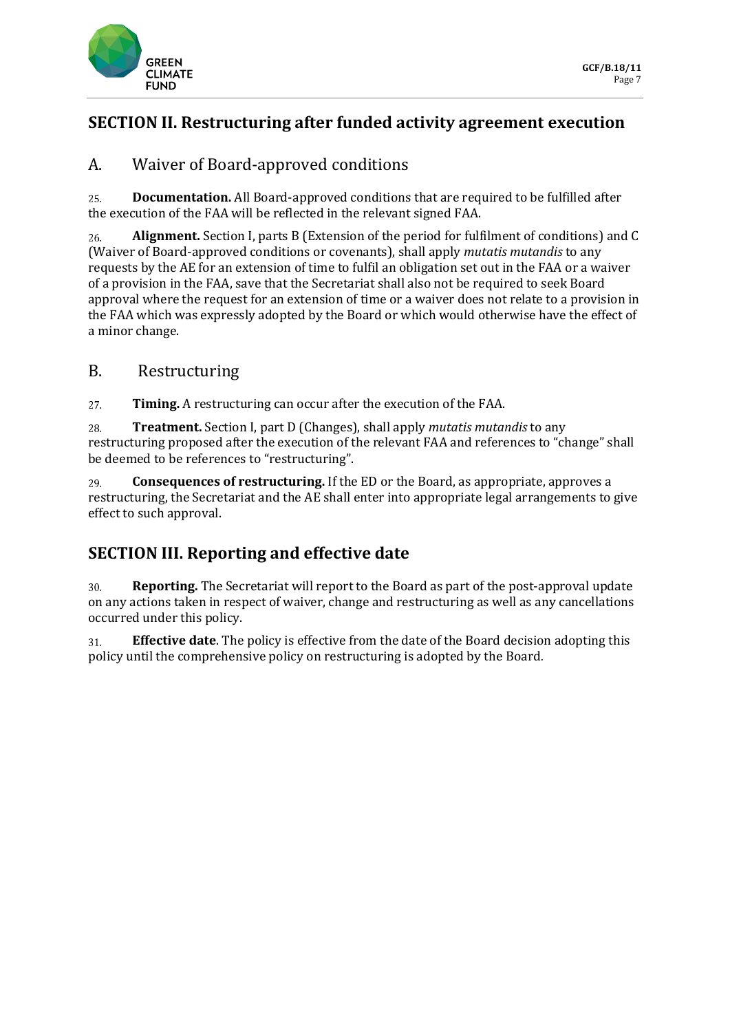## SECTION II. Restructuring after funded activity agreement execution

### A. Waiver of Board-approved conditions

25. **Documentation.** All Board-approved conditions that are required to be fulfilled after the execution of the FAA will be reflected in the relevant signed FAA.

26. **Alignment.** Section I, parts B (Extension of the period for fulfilment of conditions) and C (Waiver of Board-approved conditions or covenants), shall apply *mutatis mutandis* to any requests by the AE for an extension of time to fulfil an obligation set out in the FAA or a waiver of a provision in the FAA, save that the Secretariat shall also not be required to seek Board approval where the request for an extension of time or a waiver does not relate to a provision in the FAA which was expressly adopted by the Board or which would otherwise have the effect of a minor change.

### B. Restructuring

27. **Timing.** A restructuring can occur after the execution of the FAA.

28. **Treatment.** Section I, part D (Changes), shall apply *mutatis mutandis* to any restructuring proposed after the execution of the relevant FAA and references to "change" shall be deemed to be references to "restructuring".

29. **Consequences of restructuring.** If the ED or the Board, as appropriate, approves a restructuring, the Secretariat and the AE shall enter into appropriate legal arrangements to give effect to such approval.

## SECTION III. Reporting and effective date

30. **Reporting.** The Secretariat will report to the Board as part of the post-approval update on any actions taken in respect of waiver, change and restructuring as well as any cancellations occurred under this policy.

31. **Effective date**. The policy is effective from the date of the Board decision adopting this policy until the comprehensive policy on restructuring is adopted by the Board.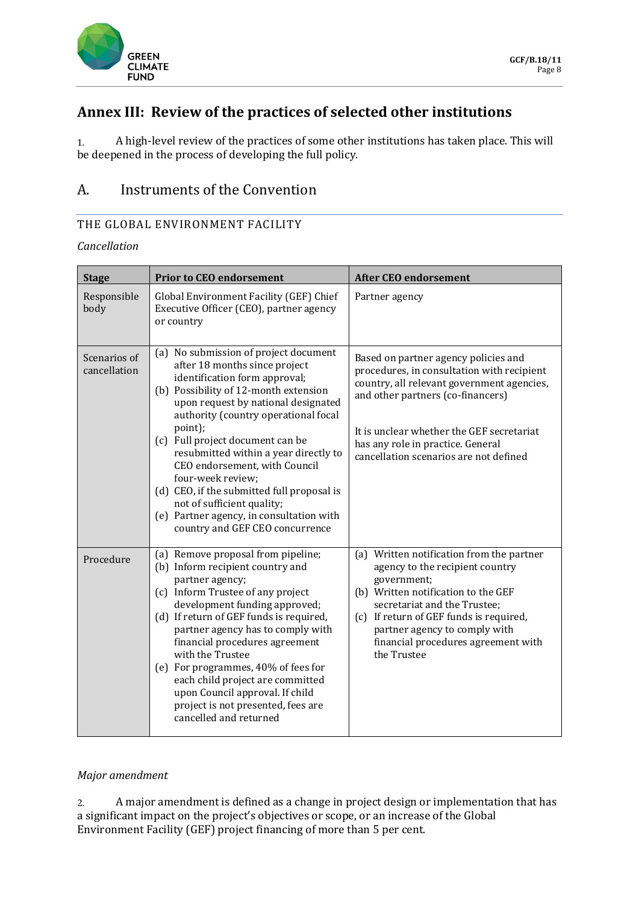# Annex III: Review of the practices of selected other institutions

1. A high-level review of the practices of some other institutions has taken place. This will be deepened in the process of developing the full policy.

## A. Instruments of the Convention

### THE GLOBAL ENVIRONMENT FACILITY

*Cancellation*

| Stage | Prior to CEO endorsement | After CEO endorsement |
|---|---|---|
| Responsible body | Global Environment Facility (GEF) Chief Executive Officer (CEO), partner agency or country | Partner agency |
| Scenarios of cancellation | (a) No submission of project document after 18 months since project identification form approval;<br>(b) Possibility of 12-month extension upon request by national designated authority (country operational focal point);<br>(c) Full project document can be resubmitted within a year directly to CEO endorsement, with Council four-week review;<br>(d) CEO, if the submitted full proposal is not of sufficient quality;<br>(e) Partner agency, in consultation with country and GEF CEO concurrence | Based on partner agency policies and procedures, in consultation with recipient country, all relevant government agencies, and other partners (co-financers)<br><br>It is unclear whether the GEF secretariat has any role in practice. General cancellation scenarios are not defined |
| Procedure | (a) Remove proposal from pipeline;<br>(b) Inform recipient country and partner agency;<br>(c) Inform Trustee of any project development funding approved;<br>(d) If return of GEF funds is required, partner agency has to comply with financial procedures agreement with the Trustee<br>(e) For programmes, 40% of fees for each child project are committed upon Council approval. If child project is not presented, fees are cancelled and returned | (a) Written notification from the partner agency to the recipient country government;<br>(b) Written notification to the GEF secretariat and the Trustee;<br>(c) If return of GEF funds is required, partner agency to comply with financial procedures agreement with the Trustee |

*Major amendment*

2. A major amendment is defined as a change in project design or implementation that has a significant impact on the project's objectives or scope, or an increase of the Global Environment Facility (GEF) project financing of more than 5 per cent.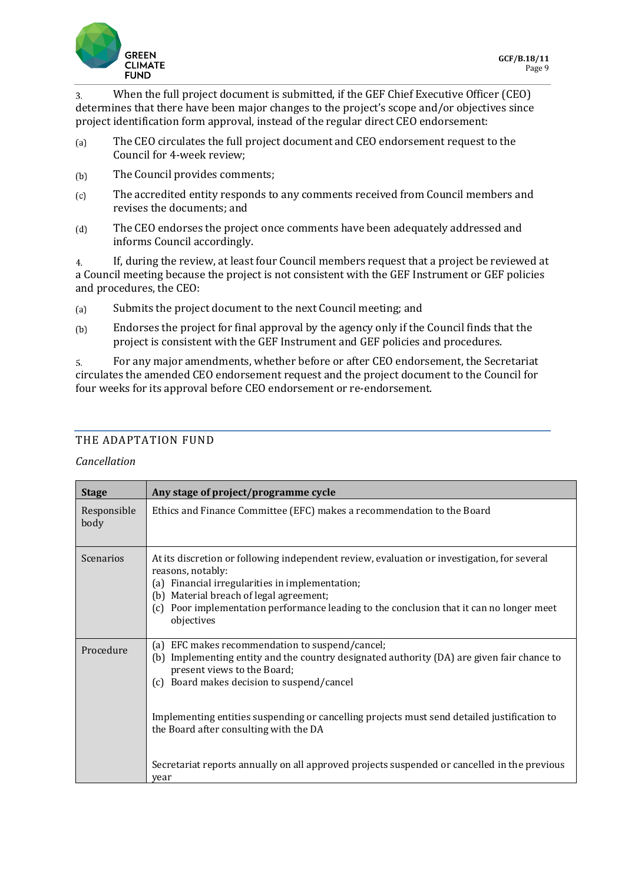3. When the full project document is submitted, if the GEF Chief Executive Officer (CEO) determines that there have been major changes to the project's scope and/or objectives since project identification form approval, instead of the regular direct CEO endorsement:

(a) The CEO circulates the full project document and CEO endorsement request to the Council for 4-week review;

(b) The Council provides comments;

(c) The accredited entity responds to any comments received from Council members and revises the documents; and

(d) The CEO endorses the project once comments have been adequately addressed and informs Council accordingly.

4. If, during the review, at least four Council members request that a project be reviewed at a Council meeting because the project is not consistent with the GEF Instrument or GEF policies and procedures, the CEO:

(a) Submits the project document to the next Council meeting; and

(b) Endorses the project for final approval by the agency only if the Council finds that the project is consistent with the GEF Instrument and GEF policies and procedures.

5. For any major amendments, whether before or after CEO endorsement, the Secretariat circulates the amended CEO endorsement request and the project document to the Council for four weeks for its approval before CEO endorsement or re-endorsement.

## THE ADAPTATION FUND

*Cancellation*

| Stage | Any stage of project/programme cycle |
|---|---|
| Responsible body | Ethics and Finance Committee (EFC) makes a recommendation to the Board |
| Scenarios | At its discretion or following independent review, evaluation or investigation, for several reasons, notably:<br>(a) Financial irregularities in implementation;<br>(b) Material breach of legal agreement;<br>(c) Poor implementation performance leading to the conclusion that it can no longer meet objectives |
| Procedure | (a) EFC makes recommendation to suspend/cancel;<br>(b) Implementing entity and the country designated authority (DA) are given fair chance to present views to the Board;<br>(c) Board makes decision to suspend/cancel<br><br>Implementing entities suspending or cancelling projects must send detailed justification to the Board after consulting with the DA<br><br>Secretariat reports annually on all approved projects suspended or cancelled in the previous year |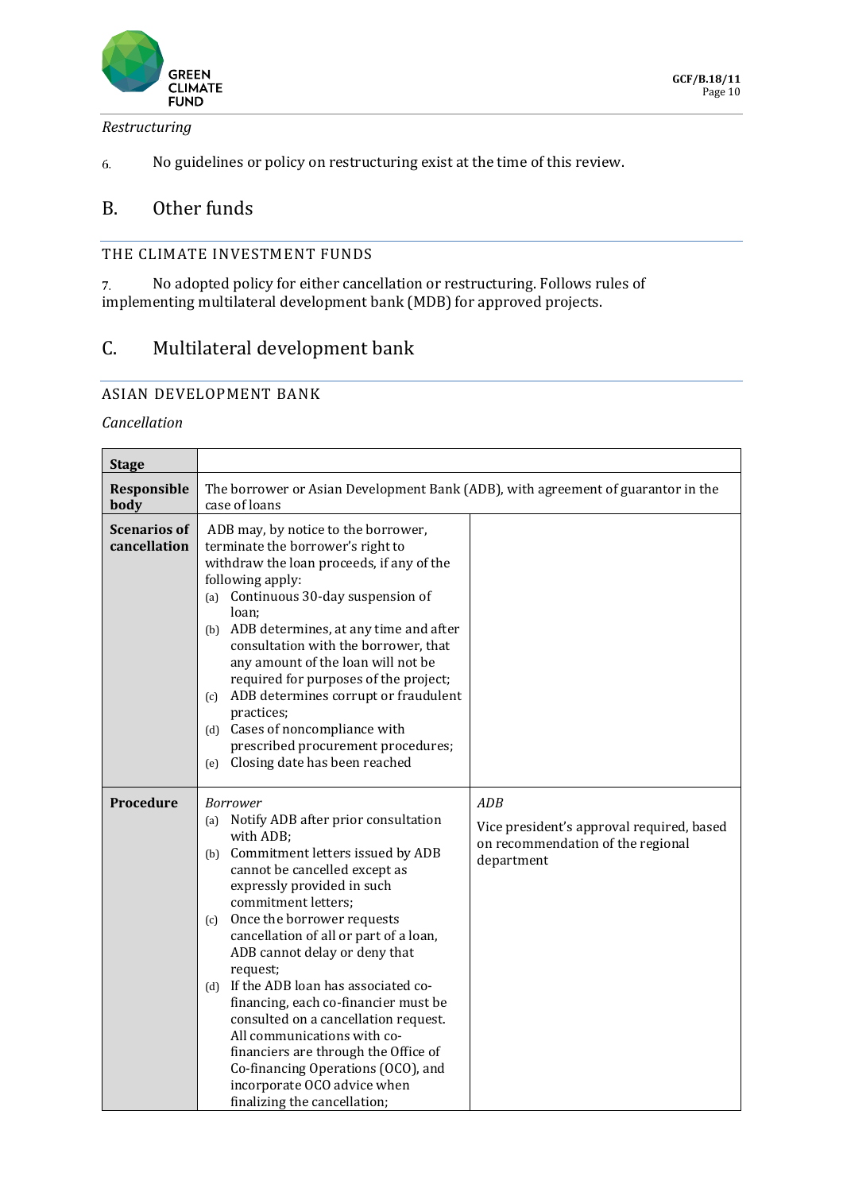*Restructuring*

6. No guidelines or policy on restructuring exist at the time of this review.

## B. Other funds

### THE CLIMATE INVESTMENT FUNDS

7. No adopted policy for either cancellation or restructuring. Follows rules of implementing multilateral development bank (MDB) for approved projects.

## C. Multilateral development bank

### ASIAN DEVELOPMENT BANK

*Cancellation*

| **Stage** | | |
|---|---|---|
| **Responsible body** | The borrower or Asian Development Bank (ADB), with agreement of guarantor in the case of loans | |
| **Scenarios of cancellation** | ADB may, by notice to the borrower, terminate the borrower's right to withdraw the loan proceeds, if any of the following apply:<br>(a) Continuous 30-day suspension of loan;<br>(b) ADB determines, at any time and after consultation with the borrower, that any amount of the loan will not be required for purposes of the project;<br>(c) ADB determines corrupt or fraudulent practices;<br>(d) Cases of noncompliance with prescribed procurement procedures;<br>(e) Closing date has been reached | |
| **Procedure** | *Borrower*<br>(a) Notify ADB after prior consultation with ADB;<br>(b) Commitment letters issued by ADB cannot be cancelled except as expressly provided in such commitment letters;<br>(c) Once the borrower requests cancellation of all or part of a loan, ADB cannot delay or deny that request;<br>(d) If the ADB loan has associated co-financing, each co-financier must be consulted on a cancellation request. All communications with co-financiers are through the Office of Co-financing Operations (OCO), and incorporate OCO advice when finalizing the cancellation; | *ADB*<br>Vice president's approval required, based on recommendation of the regional department |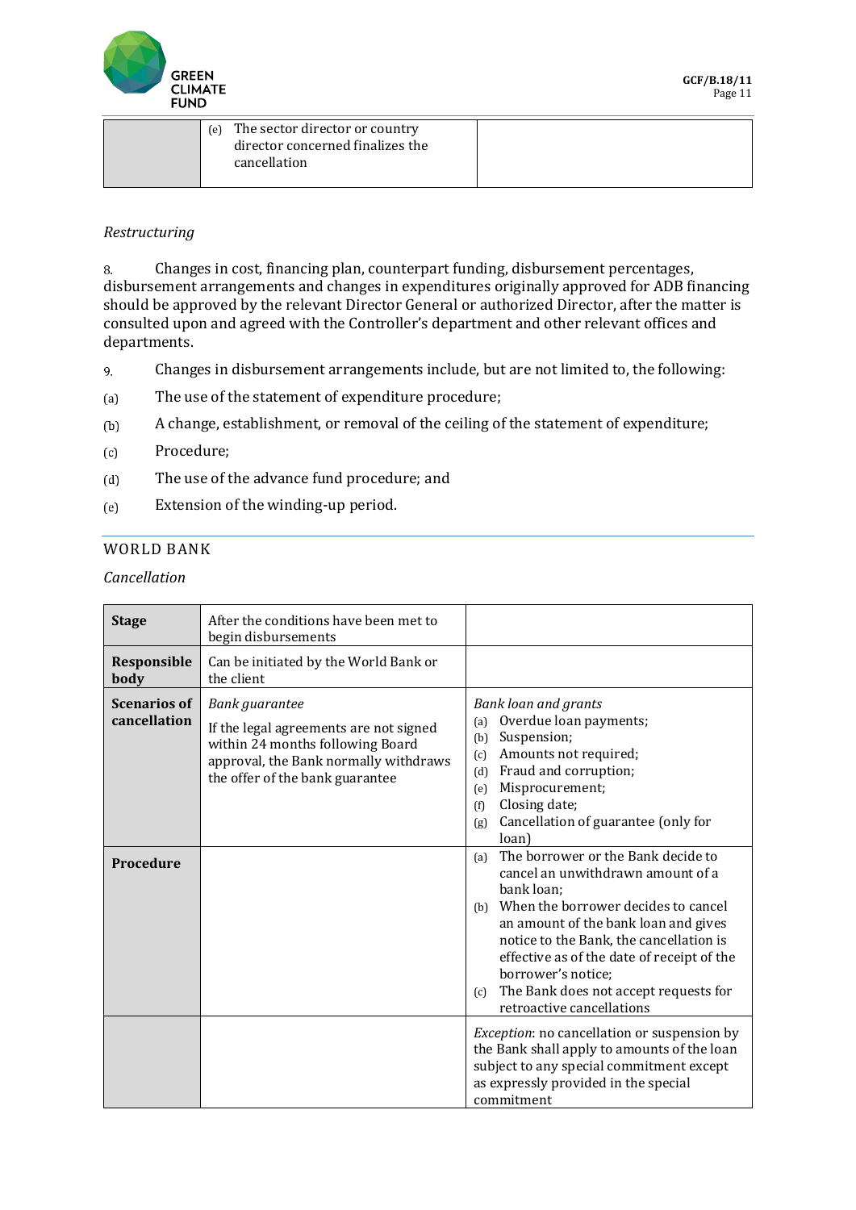| | (e) The sector director or country director concerned finalizes the cancellation | |
|---|---|---|

*Restructuring*

8. Changes in cost, financing plan, counterpart funding, disbursement percentages, disbursement arrangements and changes in expenditures originally approved for ADB financing should be approved by the relevant Director General or authorized Director, after the matter is consulted upon and agreed with the Controller's department and other relevant offices and departments.

9. Changes in disbursement arrangements include, but are not limited to, the following:

(a) The use of the statement of expenditure procedure;

(b) A change, establishment, or removal of the ceiling of the statement of expenditure;

(c) Procedure;

(d) The use of the advance fund procedure; and

(e) Extension of the winding-up period.

## WORLD BANK

*Cancellation*

| **Stage** | After the conditions have been met to begin disbursements | |
|---|---|---|
| **Responsible body** | Can be initiated by the World Bank or the client | |
| **Scenarios of cancellation** | *Bank guarantee*<br>If the legal agreements are not signed within 24 months following Board approval, the Bank normally withdraws the offer of the bank guarantee | *Bank loan and grants*<br>(a) Overdue loan payments;<br>(b) Suspension;<br>(c) Amounts not required;<br>(d) Fraud and corruption;<br>(e) Misprocurement;<br>(f) Closing date;<br>(g) Cancellation of guarantee (only for loan) |
| **Procedure** | | (a) The borrower or the Bank decide to cancel an unwithdrawn amount of a bank loan;<br>(b) When the borrower decides to cancel an amount of the bank loan and gives notice to the Bank, the cancellation is effective as of the date of receipt of the borrower's notice;<br>(c) The Bank does not accept requests for retroactive cancellations |
| | | *Exception*: no cancellation or suspension by the Bank shall apply to amounts of the loan subject to any special commitment except as expressly provided in the special commitment |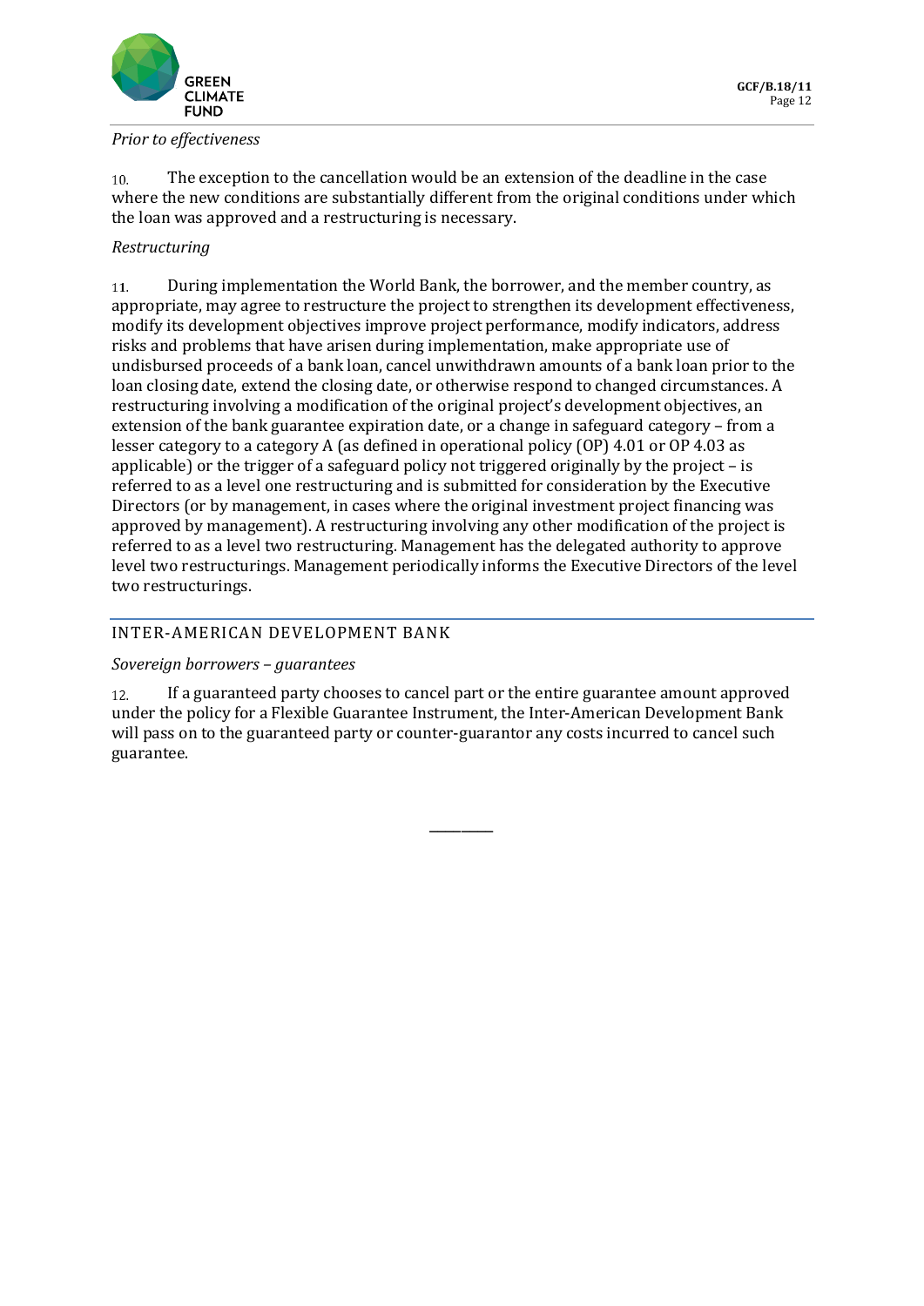*Prior to effectiveness*

10. The exception to the cancellation would be an extension of the deadline in the case where the new conditions are substantially different from the original conditions under which the loan was approved and a restructuring is necessary.

*Restructuring*

11. During implementation the World Bank, the borrower, and the member country, as appropriate, may agree to restructure the project to strengthen its development effectiveness, modify its development objectives improve project performance, modify indicators, address risks and problems that have arisen during implementation, make appropriate use of undisbursed proceeds of a bank loan, cancel unwithdrawn amounts of a bank loan prior to the loan closing date, extend the closing date, or otherwise respond to changed circumstances. A restructuring involving a modification of the original project's development objectives, an extension of the bank guarantee expiration date, or a change in safeguard category – from a lesser category to a category A (as defined in operational policy (OP) 4.01 or OP 4.03 as applicable) or the trigger of a safeguard policy not triggered originally by the project – is referred to as a level one restructuring and is submitted for consideration by the Executive Directors (or by management, in cases where the original investment project financing was approved by management). A restructuring involving any other modification of the project is referred to as a level two restructuring. Management has the delegated authority to approve level two restructurings. Management periodically informs the Executive Directors of the level two restructurings.

## INTER-AMERICAN DEVELOPMENT BANK

*Sovereign borrowers – guarantees*

12. If a guaranteed party chooses to cancel part or the entire guarantee amount approved under the policy for a Flexible Guarantee Instrument, the Inter-American Development Bank will pass on to the guaranteed party or counter-guarantor any costs incurred to cancel such guarantee.

---